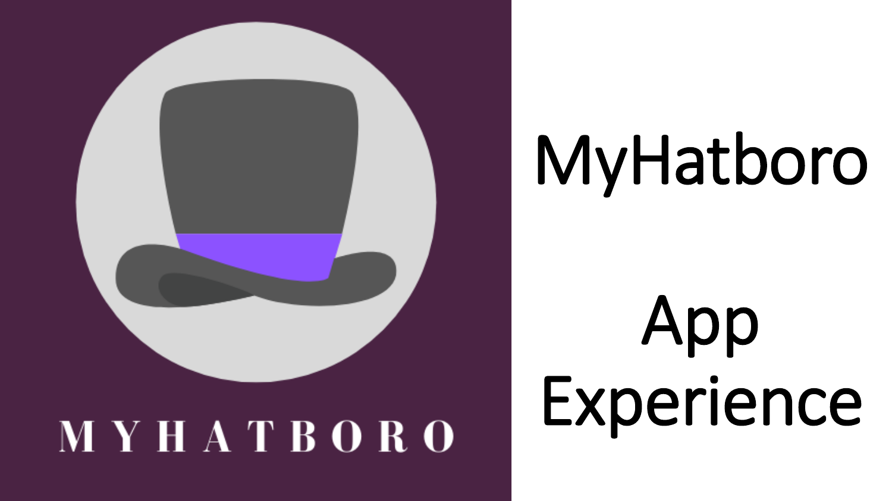MYHATBORO

# MyHatboro

# App Experience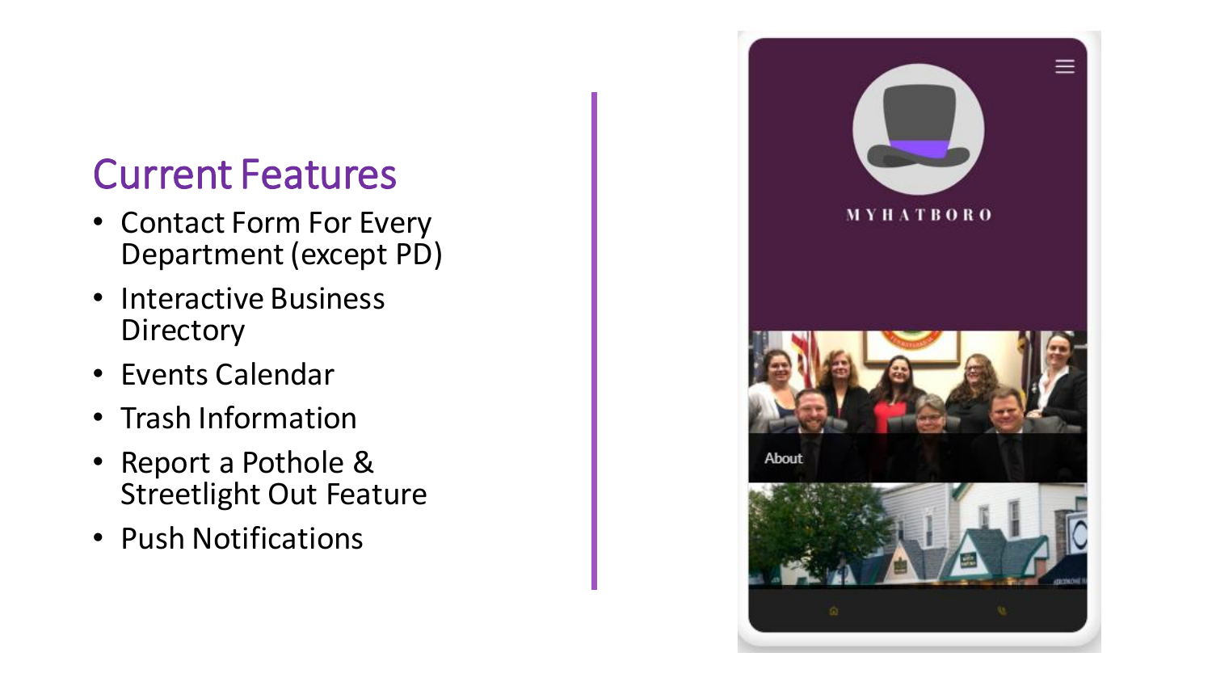## Current Features

- Contact Form For Every Department (except PD)
- Interactive Business Directory
- Events Calendar
- Trash Information
- Report a Pothole & Streetlight Out Feature
- Push Notifications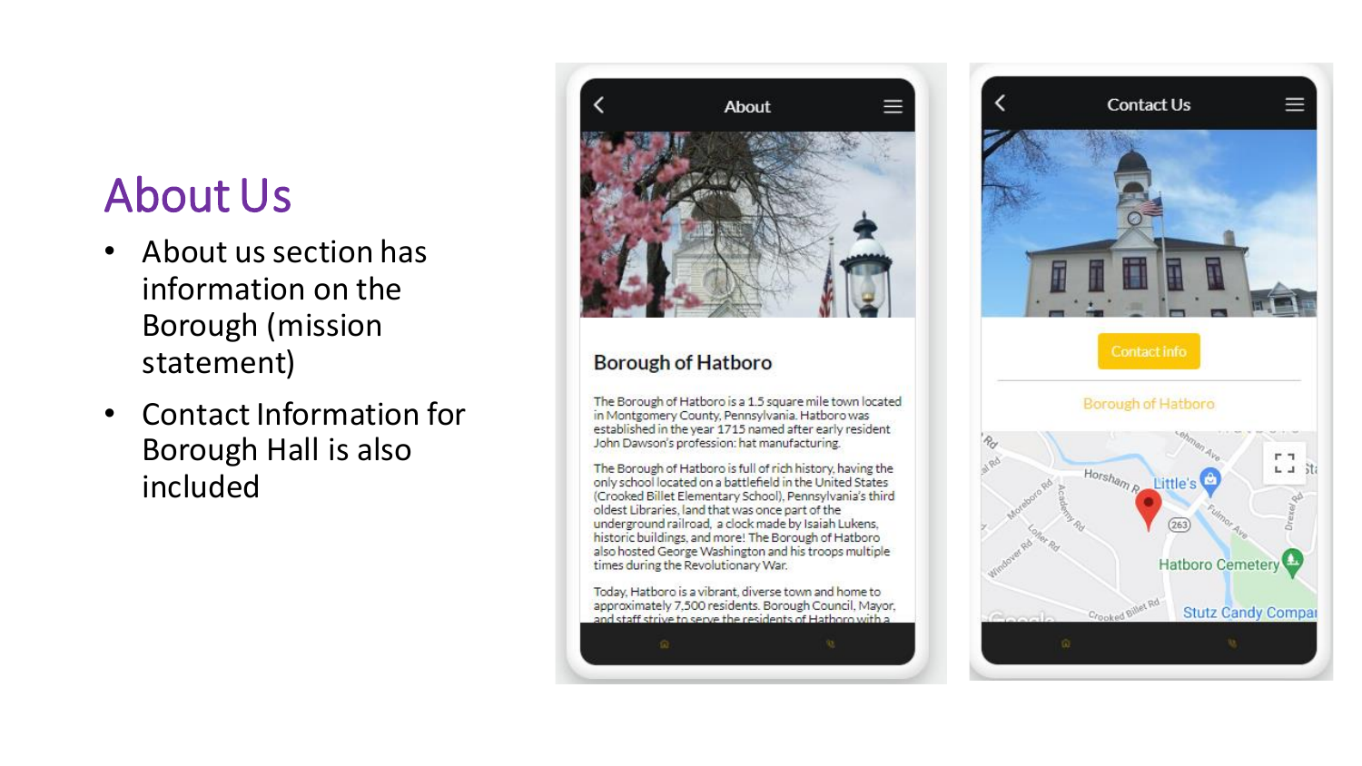# About Us

- About us section has information on the Borough (mission statement)
- Contact Information for Borough Hall is also included

About

## Borough of Hatboro

The Borough of Hatboro is a 1.5 square mile town located in Montgomery County, Pennsylvania. Hatboro was established in the year 1715 named after early resident John Dawson's profession: hat manufacturing.

The Borough of Hatboro is full of rich history, having the only school located on a battlefield in the United States (Crooked Billet Elementary School), Pennsylvania's third oldest Libraries, land that was once part of the underground railroad, a clock made by Isaiah Lukens, historic buildings, and more! The Borough of Hatboro also hosted George Washington and his troops multiple times during the Revolutionary War.

Today, Hatboro is a vibrant, diverse town and home to approximately 7,500 residents. Borough Council, Mayor, and staff strive to serve the residents of Hatboro with a

Contact Us

Contact info

Borough of Hatboro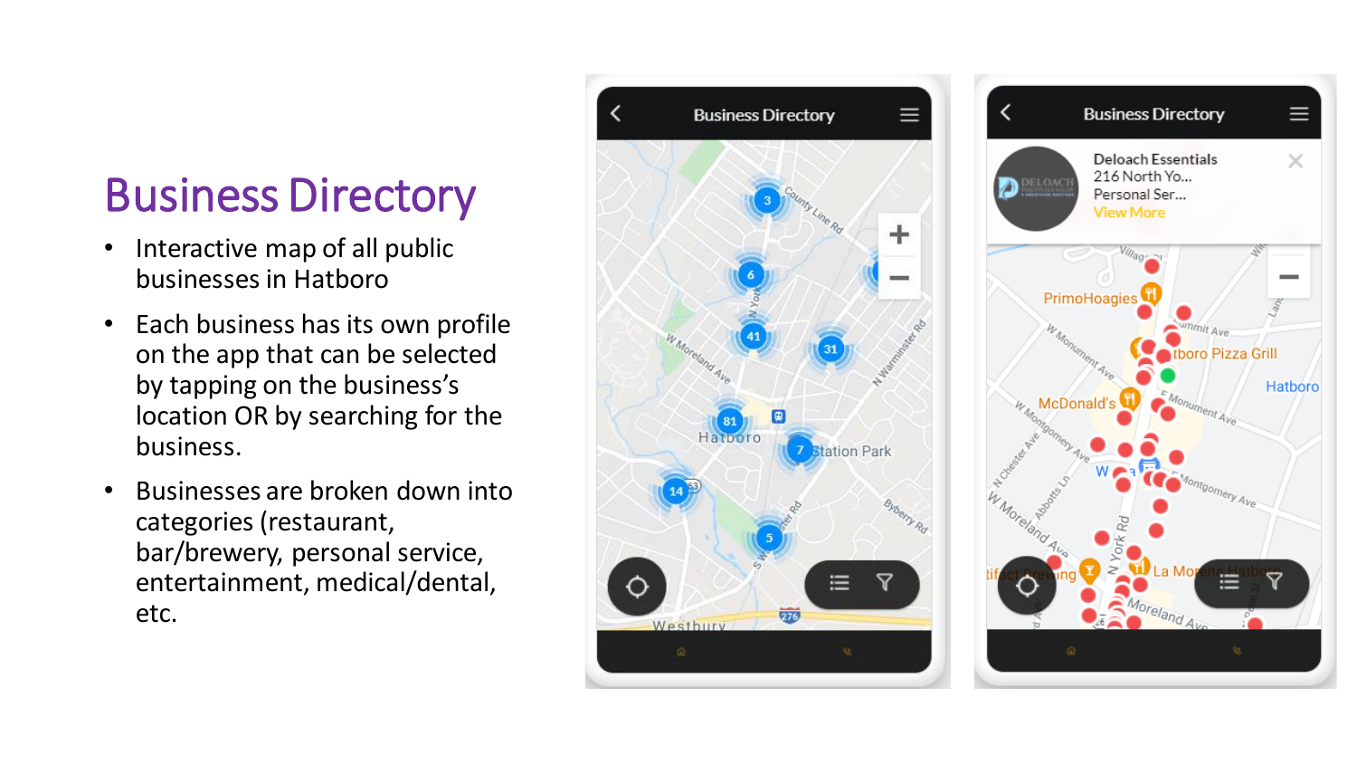# Business Directory

- Interactive map of all public businesses in Hatboro
- Each business has its own profile on the app that can be selected by tapping on the business's location OR by searching for the business.
- Businesses are broken down into categories (restaurant, bar/brewery, personal service, entertainment, medical/dental, etc.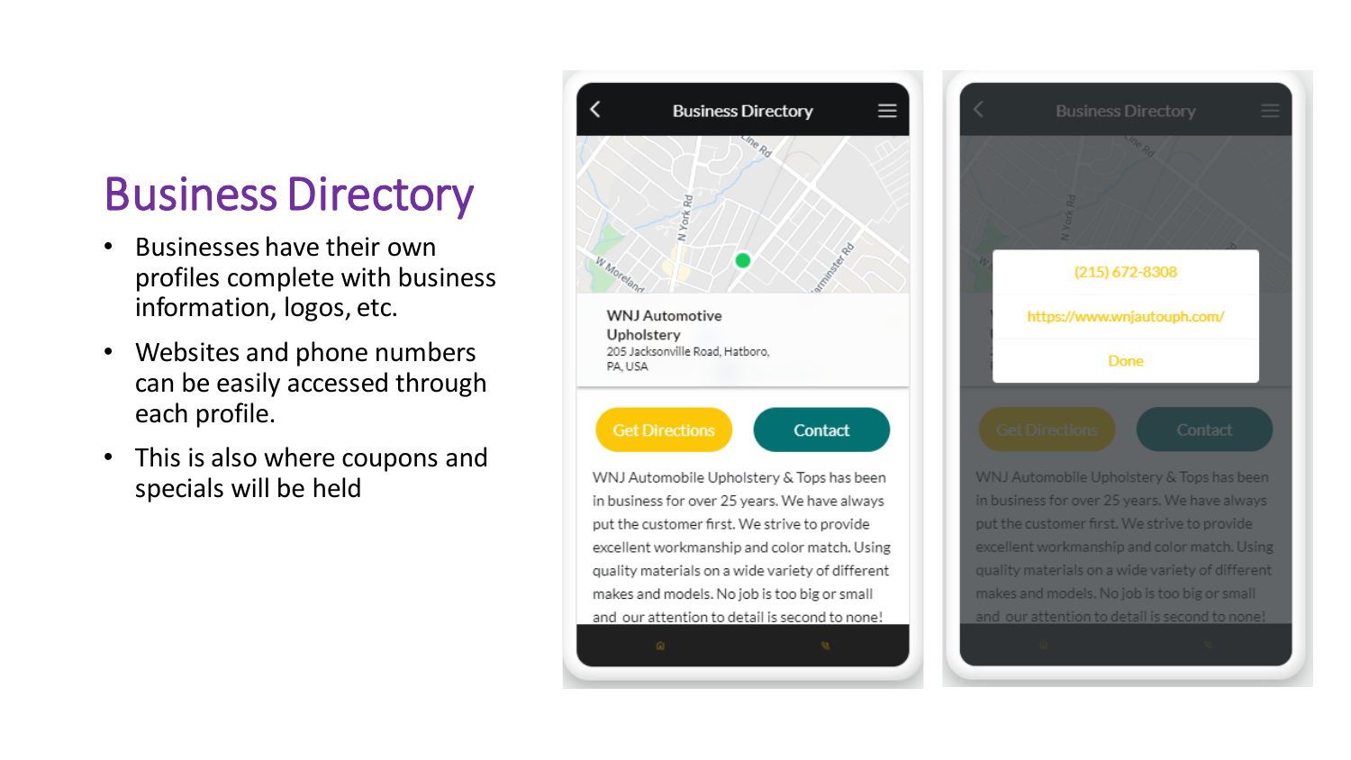# Business Directory

- Businesses have their own profiles complete with business information, logos, etc.
- Websites and phone numbers can be easily accessed through each profile.
- This is also where coupons and specials will be held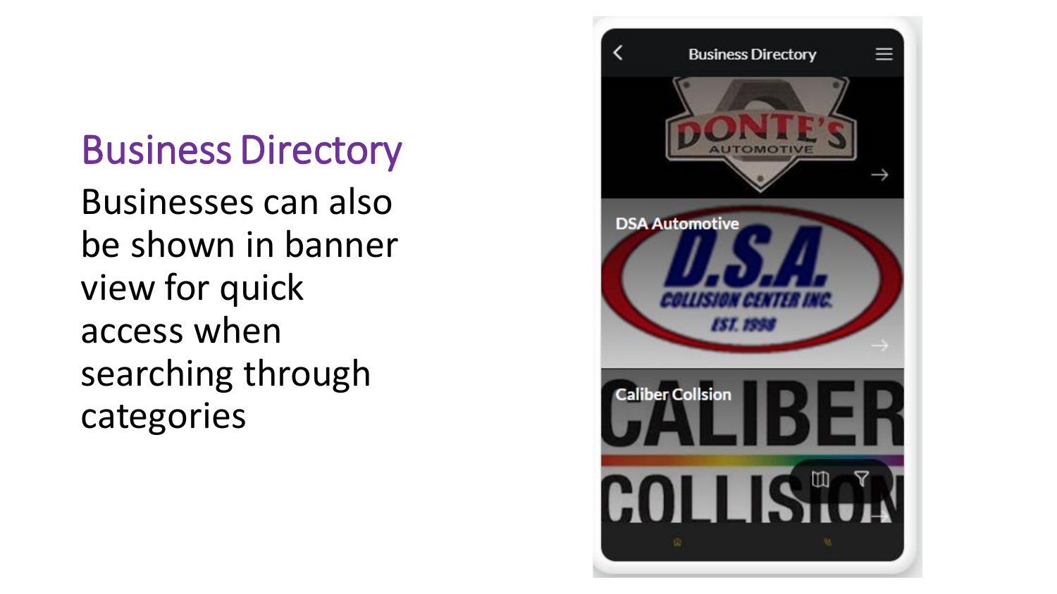## Business Directory

Businesses can also be shown in banner view for quick access when searching through categories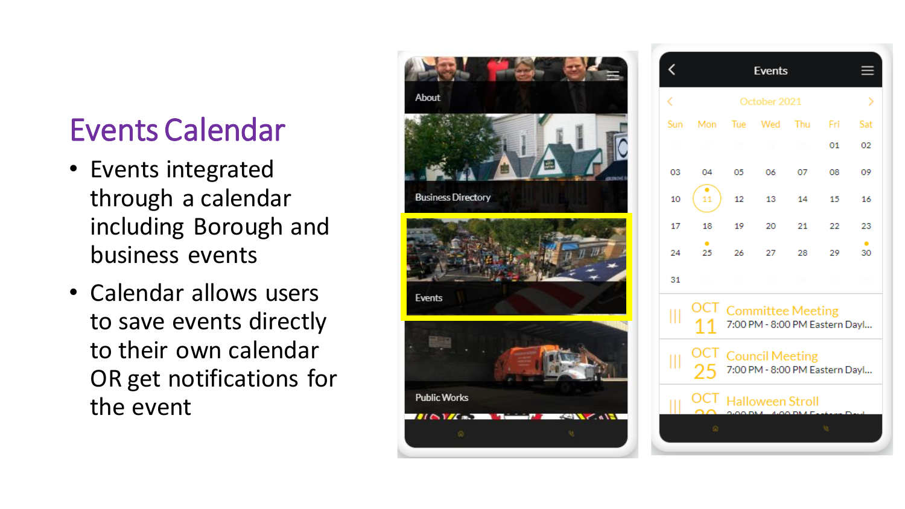# Events Calendar

- Events integrated through a calendar including Borough and business events
- Calendar allows users to save events directly to their own calendar OR get notifications for the event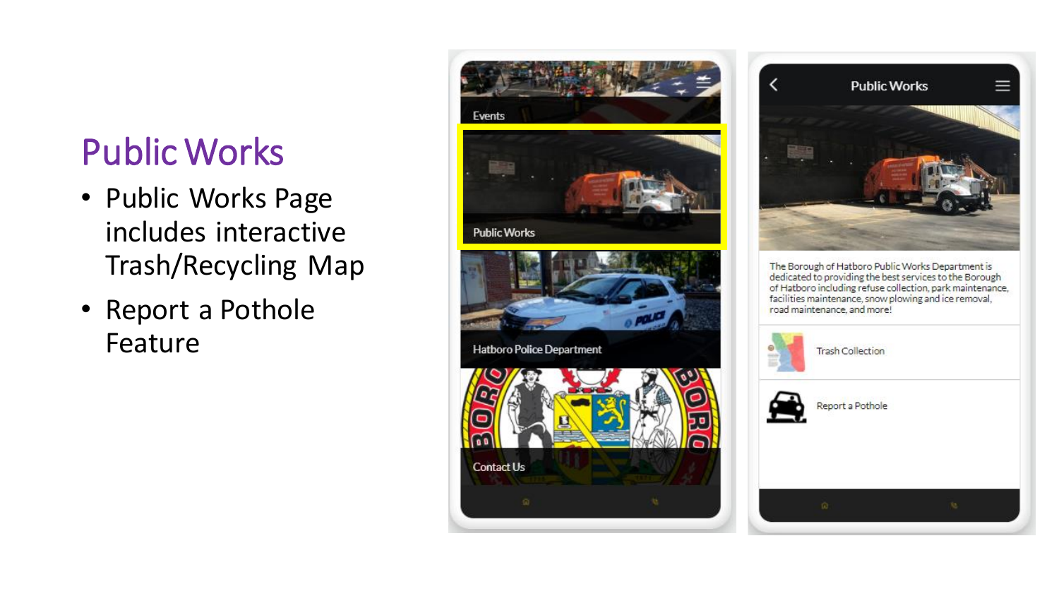# Public Works

- Public Works Page includes interactive Trash/Recycling Map
- Report a Pothole Feature

Events

Public Works

Hatboro Police Department

Contact Us

Public Works

The Borough of Hatboro Public Works Department is dedicated to providing the best services to the Borough of Hatboro including refuse collection, park maintenance, facilities maintenance, snow plowing and ice removal, road maintenance, and more!

Trash Collection

Report a Pothole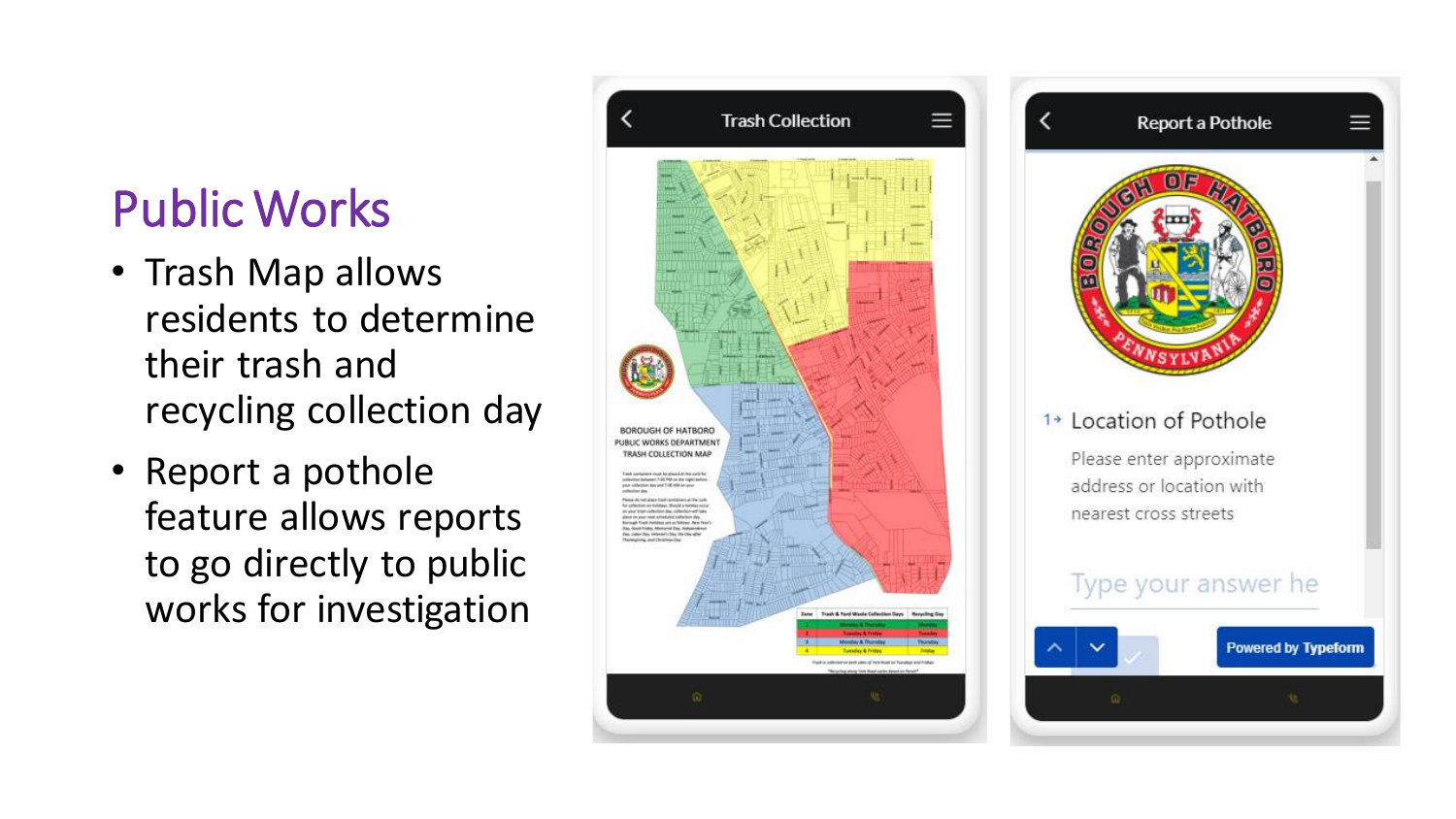# Public Works

- Trash Map allows residents to determine their trash and recycling collection day
- Report a pothole feature allows reports to go directly to public works for investigation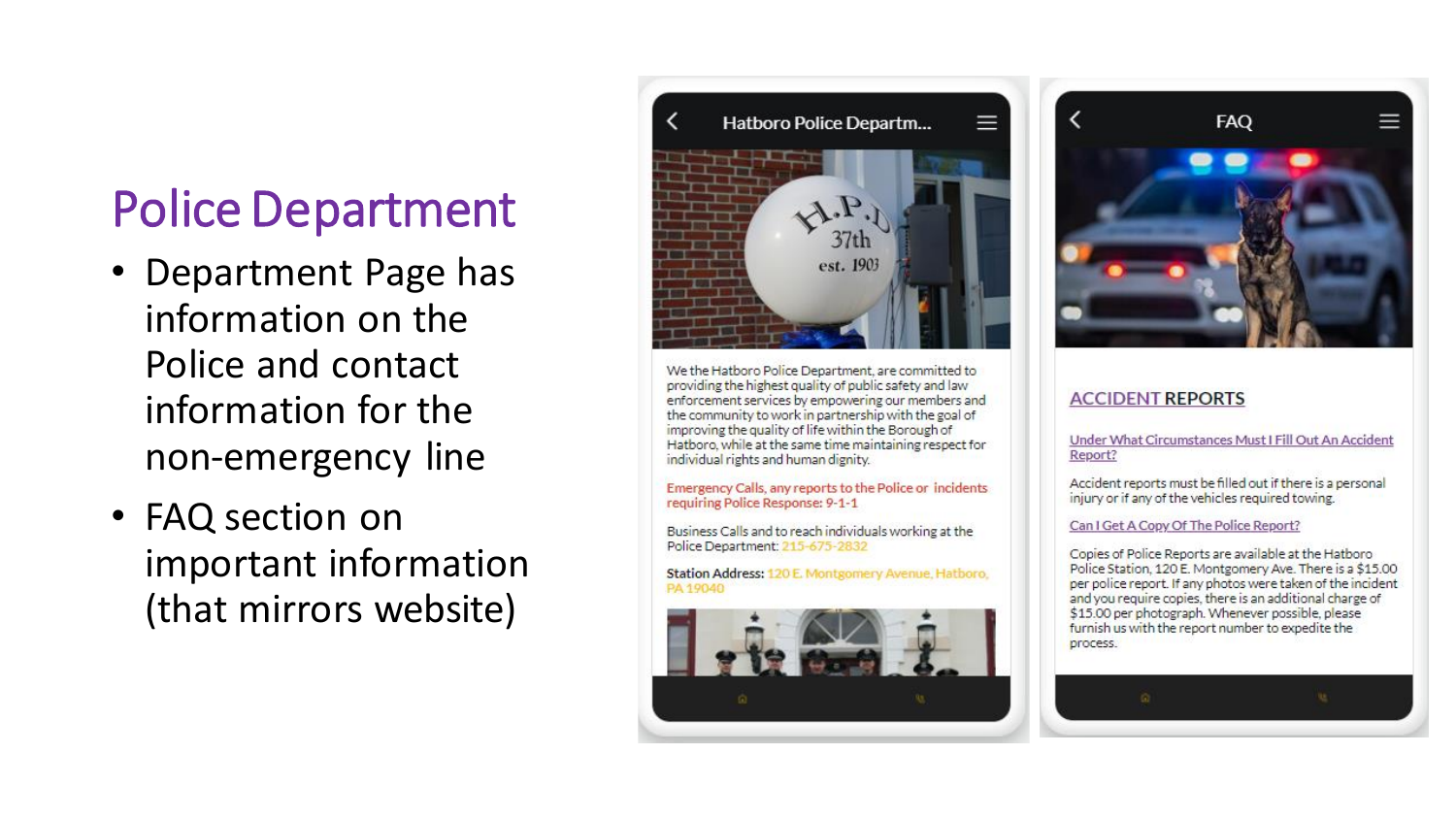# Police Department

- Department Page has information on the Police and contact information for the non-emergency line
- FAQ section on important information (that mirrors website)

Hatboro Police Departm...

We the Hatboro Police Department, are committed to providing the highest quality of public safety and law enforcement services by empowering our members and the community to work in partnership with the goal of improving the quality of life within the Borough of Hatboro, while at the same time maintaining respect for individual rights and human dignity.

Emergency Calls, any reports to the Police or incidents requiring Police Response: 9-1-1

Business Calls and to reach individuals working at the Police Department: 215-675-2832

**Station Address:** 120 E. Montgomery Avenue, Hatboro, PA 19040

FAQ

## ACCIDENT REPORTS

Under What Circumstances Must I Fill Out An Accident Report?

Accident reports must be filled out if there is a personal injury or if any of the vehicles required towing.

Can I Get A Copy Of The Police Report?

Copies of Police Reports are available at the Hatboro Police Station, 120 E. Montgomery Ave. There is a $15.00 per police report. If any photos were taken of the incident and you require copies, there is an additional charge of $15.00 per photograph. Whenever possible, please furnish us with the report number to expedite the process.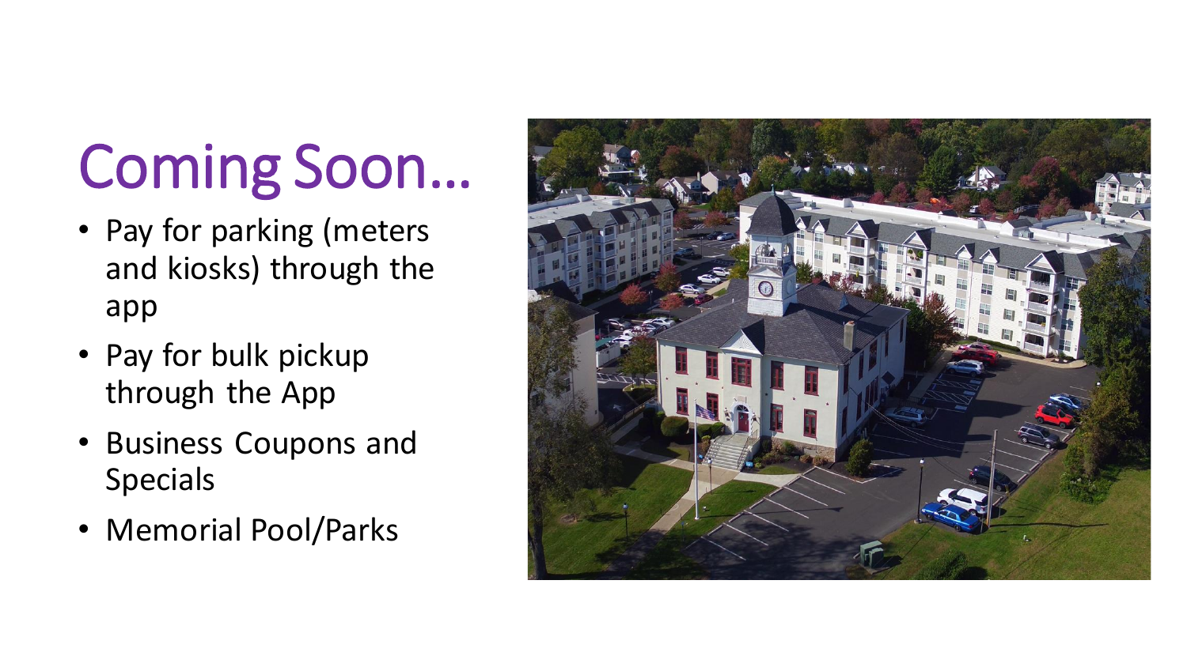# Coming Soon…

- Pay for parking (meters and kiosks) through the app
- Pay for bulk pickup through the App
- Business Coupons and Specials
- Memorial Pool/Parks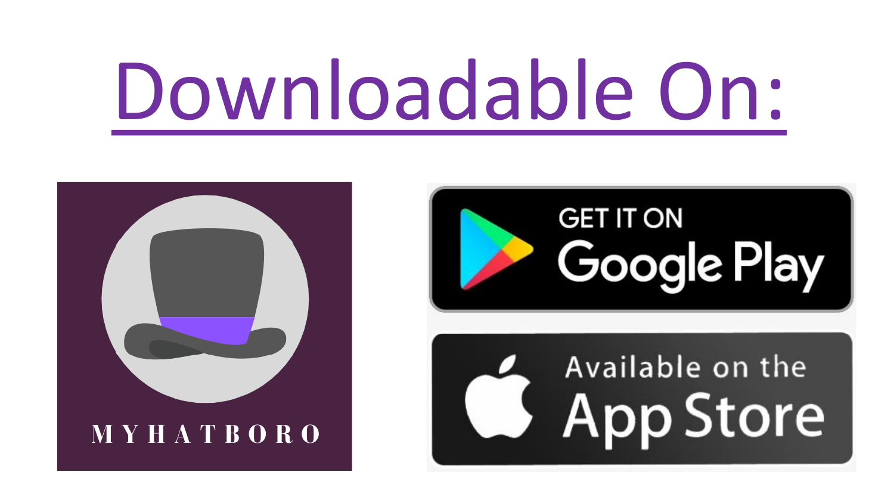# Downloadable On:

MYHATBORO

GET IT ON Google Play

Available on the App Store